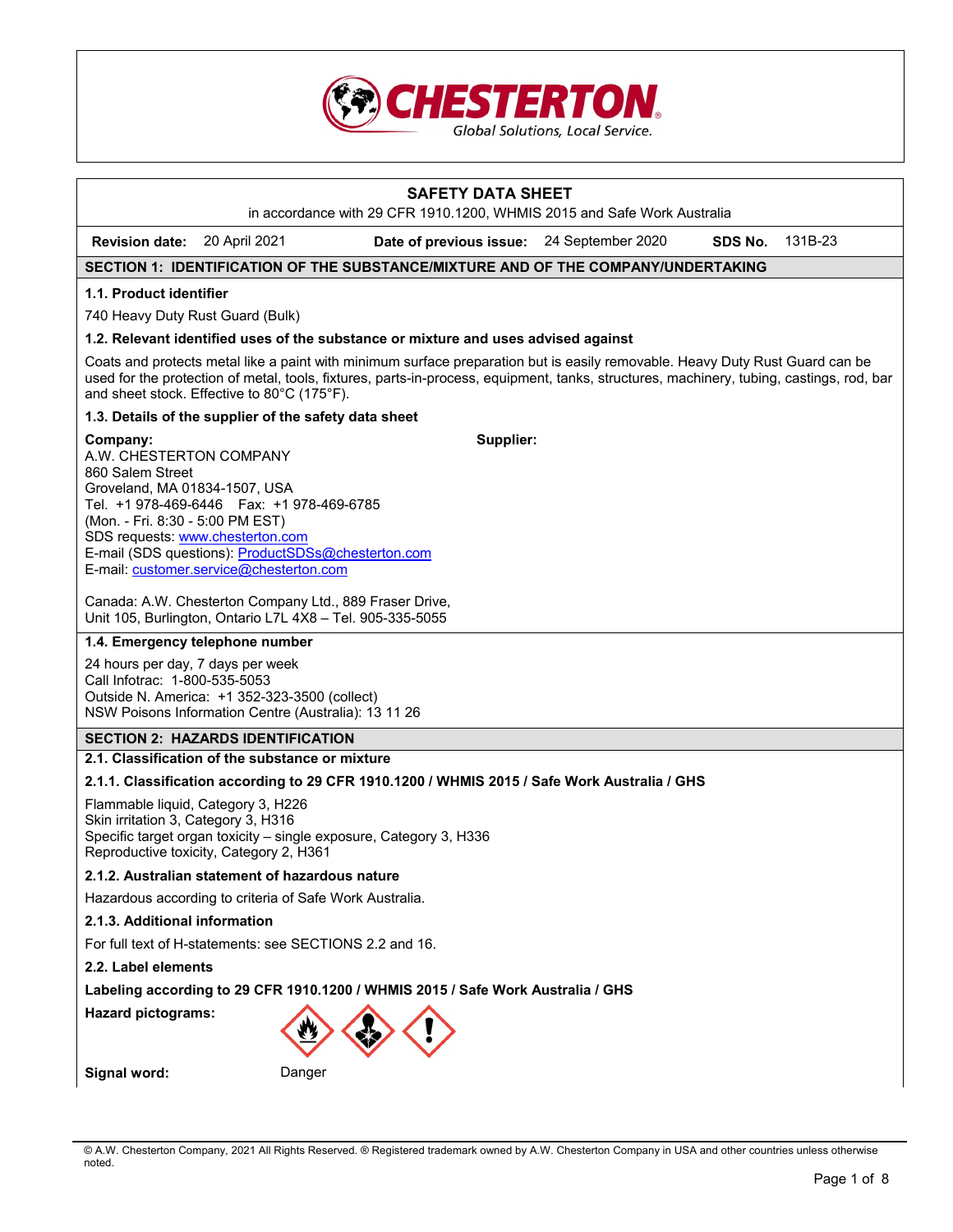CHESTERTON
Global Solutions, Local Service.

# SAFETY DATA SHEET

in accordance with 29 CFR 1910.1200, WHMIS 2015 and Safe Work Australia

**Revision date:** 20 April 2021 **Date of previous issue:** 24 September 2020 **SDS No.** 131B-23

## SECTION 1: IDENTIFICATION OF THE SUBSTANCE/MIXTURE AND OF THE COMPANY/UNDERTAKING

### 1.1. Product identifier

740 Heavy Duty Rust Guard (Bulk)

### 1.2. Relevant identified uses of the substance or mixture and uses advised against

Coats and protects metal like a paint with minimum surface preparation but is easily removable. Heavy Duty Rust Guard can be used for the protection of metal, tools, fixtures, parts-in-process, equipment, tanks, structures, machinery, tubing, castings, rod, bar and sheet stock. Effective to 80°C (175°F).

### 1.3. Details of the supplier of the safety data sheet

**Company:**
A.W. CHESTERTON COMPANY
860 Salem Street
Groveland, MA 01834-1507, USA
Tel. +1 978-469-6446 Fax: +1 978-469-6785
(Mon. - Fri. 8:30 - 5:00 PM EST)
SDS requests: www.chesterton.com
E-mail (SDS questions): ProductSDSs@chesterton.com
E-mail: customer.service@chesterton.com

Canada: A.W. Chesterton Company Ltd., 889 Fraser Drive,
Unit 105, Burlington, Ontario L7L 4X8 – Tel. 905-335-5055

**Supplier:**

### 1.4. Emergency telephone number

24 hours per day, 7 days per week
Call Infotrac: 1-800-535-5053
Outside N. America: +1 352-323-3500 (collect)
NSW Poisons Information Centre (Australia): 13 11 26

## SECTION 2: HAZARDS IDENTIFICATION

### 2.1. Classification of the substance or mixture

#### 2.1.1. Classification according to 29 CFR 1910.1200 / WHMIS 2015 / Safe Work Australia / GHS

Flammable liquid, Category 3, H226
Skin irritation 3, Category 3, H316
Specific target organ toxicity – single exposure, Category 3, H336
Reproductive toxicity, Category 2, H361

#### 2.1.2. Australian statement of hazardous nature

Hazardous according to criteria of Safe Work Australia.

#### 2.1.3. Additional information

For full text of H-statements: see SECTIONS 2.2 and 16.

### 2.2. Label elements

**Labeling according to 29 CFR 1910.1200 / WHMIS 2015 / Safe Work Australia / GHS**

**Hazard pictograms:**

**Signal word:** Danger

© A.W. Chesterton Company, 2021 All Rights Reserved. ® Registered trademark owned by A.W. Chesterton Company in USA and other countries unless otherwise noted.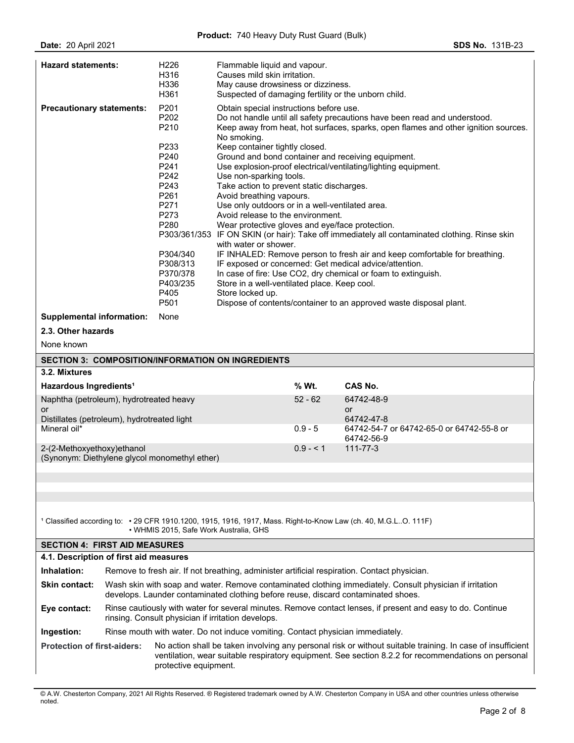| | | |
|---|---|---|
| **Hazard statements:** | H226 | Flammable liquid and vapour. |
| | H316 | Causes mild skin irritation. |
| | H336 | May cause drowsiness or dizziness. |
| | H361 | Suspected of damaging fertility or the unborn child. |
| **Precautionary statements:** | P201 | Obtain special instructions before use. |
| | P202 | Do not handle until all safety precautions have been read and understood. |
| | P210 | Keep away from heat, hot surfaces, sparks, open flames and other ignition sources. No smoking. |
| | P233 | Keep container tightly closed. |
| | P240 | Ground and bond container and receiving equipment. |
| | P241 | Use explosion-proof electrical/ventilating/lighting equipment. |
| | P242 | Use non-sparking tools. |
| | P243 | Take action to prevent static discharges. |
| | P261 | Avoid breathing vapours. |
| | P271 | Use only outdoors or in a well-ventilated area. |
| | P273 | Avoid release to the environment. |
| | P280 | Wear protective gloves and eye/face protection. |
| | P303/361/353 | IF ON SKIN (or hair): Take off immediately all contaminated clothing. Rinse skin with water or shower. |
| | P304/340 | IF INHALED: Remove person to fresh air and keep comfortable for breathing. |
| | P308/313 | IF exposed or concerned: Get medical advice/attention. |
| | P370/378 | In case of fire: Use CO2, dry chemical or foam to extinguish. |
| | P403/235 | Store in a well-ventilated place. Keep cool. |
| | P405 | Store locked up. |
| | P501 | Dispose of contents/container to an approved waste disposal plant. |
| **Supplemental information:** | None | |

### 2.3. Other hazards

None known

## SECTION 3: COMPOSITION/INFORMATION ON INGREDIENTS

### 3.2. Mixtures

| Hazardous Ingredients[1] | % Wt. | CAS No. |
|---|---|---|
| Naphtha (petroleum), hydrotreated heavy or Distillates (petroleum), hydrotreated light | 52 - 62 | 64742-48-9 or 64742-47-8 |
| Mineral oil* | 0.9 - 5 | 64742-54-7 or 64742-65-0 or 64742-55-8 or 64742-56-9 |
| 2-(2-Methoxyethoxy)ethanol (Synonym: Diethylene glycol monomethyl ether) | 0.9 - < 1 | 111-77-3 |

[1] Classified according to: • 29 CFR 1910.1200, 1915, 1916, 1917, Mass. Right-to-Know Law (ch. 40, M.G.L..O. 111F)
• WHMIS 2015, Safe Work Australia, GHS

## SECTION 4: FIRST AID MEASURES

### 4.1. Description of first aid measures

**Inhalation:** Remove to fresh air. If not breathing, administer artificial respiration. Contact physician.

**Skin contact:** Wash skin with soap and water. Remove contaminated clothing immediately. Consult physician if irritation develops. Launder contaminated clothing before reuse, discard contaminated shoes.

**Eye contact:** Rinse cautiously with water for several minutes. Remove contact lenses, if present and easy to do. Continue rinsing. Consult physician if irritation develops.

**Ingestion:** Rinse mouth with water. Do not induce vomiting. Contact physician immediately.

**Protection of first-aiders:** No action shall be taken involving any personal risk or without suitable training. In case of insufficient ventilation, wear suitable respiratory equipment. See section 8.2.2 for recommendations on personal protective equipment.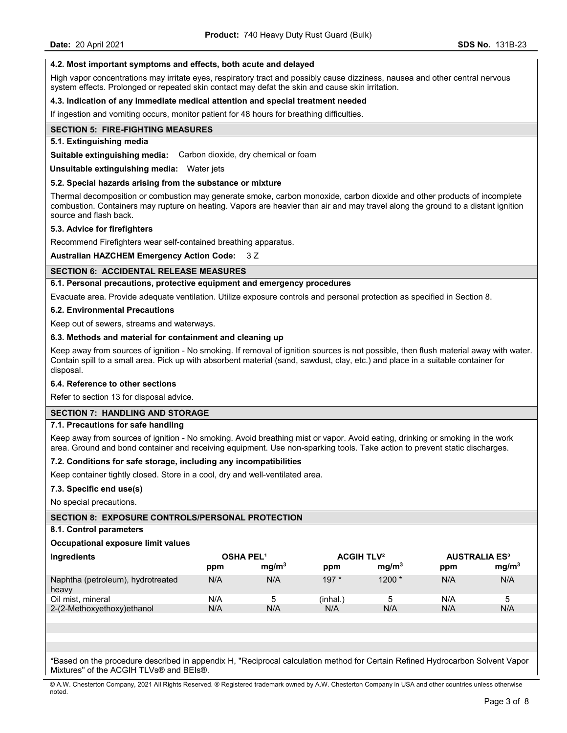### 4.2. Most important symptoms and effects, both acute and delayed

High vapor concentrations may irritate eyes, respiratory tract and possibly cause dizziness, nausea and other central nervous system effects. Prolonged or repeated skin contact may defat the skin and cause skin irritation.

### 4.3. Indication of any immediate medical attention and special treatment needed

If ingestion and vomiting occurs, monitor patient for 48 hours for breathing difficulties.

## SECTION 5: FIRE-FIGHTING MEASURES

### 5.1. Extinguishing media

**Suitable extinguishing media:** Carbon dioxide, dry chemical or foam

**Unsuitable extinguishing media:** Water jets

### 5.2. Special hazards arising from the substance or mixture

Thermal decomposition or combustion may generate smoke, carbon monoxide, carbon dioxide and other products of incomplete combustion. Containers may rupture on heating. Vapors are heavier than air and may travel along the ground to a distant ignition source and flash back.

### 5.3. Advice for firefighters

Recommend Firefighters wear self-contained breathing apparatus.

**Australian HAZCHEM Emergency Action Code:** 3 Z

## SECTION 6: ACCIDENTAL RELEASE MEASURES

### 6.1. Personal precautions, protective equipment and emergency procedures

Evacuate area. Provide adequate ventilation. Utilize exposure controls and personal protection as specified in Section 8.

### 6.2. Environmental Precautions

Keep out of sewers, streams and waterways.

### 6.3. Methods and material for containment and cleaning up

Keep away from sources of ignition - No smoking. If removal of ignition sources is not possible, then flush material away with water. Contain spill to a small area. Pick up with absorbent material (sand, sawdust, clay, etc.) and place in a suitable container for disposal.

### 6.4. Reference to other sections

Refer to section 13 for disposal advice.

## SECTION 7: HANDLING AND STORAGE

### 7.1. Precautions for safe handling

Keep away from sources of ignition - No smoking. Avoid breathing mist or vapor. Avoid eating, drinking or smoking in the work area. Ground and bond container and receiving equipment. Use non-sparking tools. Take action to prevent static discharges.

### 7.2. Conditions for safe storage, including any incompatibilities

Keep container tightly closed. Store in a cool, dry and well-ventilated area.

### 7.3. Specific end use(s)

No special precautions.

## SECTION 8: EXPOSURE CONTROLS/PERSONAL PROTECTION

### 8.1. Control parameters

**Occupational exposure limit values**

| Ingredients | OSHA PEL[1] | | ACGIH TLV[2] | | AUSTRALIA ES[3] | |
|---|---|---|---|---|---|---|
| | ppm | $mg/m^3$ | ppm | $mg/m^3$ | ppm | $mg/m^3$ |
| Naphtha (petroleum), hydrotreated heavy | N/A | N/A | 197 * | 1200 * | N/A | N/A |
| Oil mist, mineral | N/A | 5 | (inhal.) | 5 | N/A | 5 |
| 2-(2-Methoxyethoxy)ethanol | N/A | N/A | N/A | N/A | N/A | N/A |

*Based on the procedure described in appendix H, "Reciprocal calculation method for Certain Refined Hydrocarbon Solvent Vapor Mixtures" of the ACGIH TLVs® and BEIs®.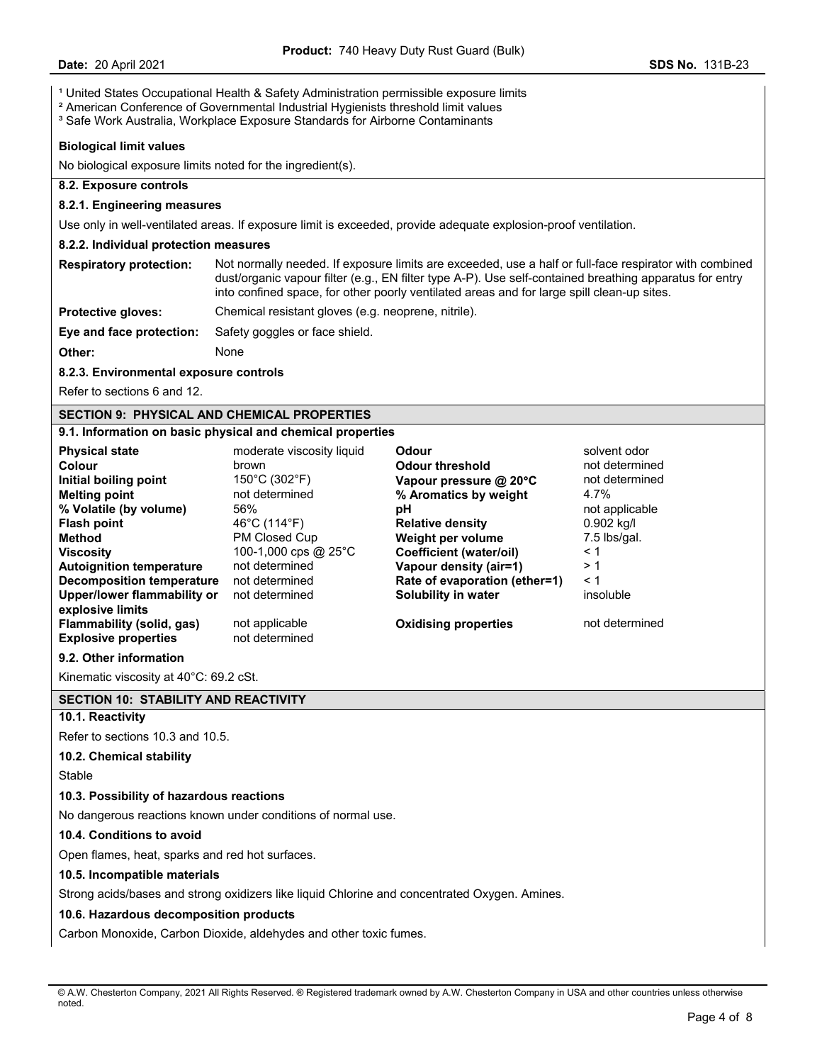[1] United States Occupational Health & Safety Administration permissible exposure limits
[2] American Conference of Governmental Industrial Hygienists threshold limit values
[3] Safe Work Australia, Workplace Exposure Standards for Airborne Contaminants

**Biological limit values**

No biological exposure limits noted for the ingredient(s).

### 8.2. Exposure controls

#### 8.2.1. Engineering measures

Use only in well-ventilated areas. If exposure limit is exceeded, provide adequate explosion-proof ventilation.

#### 8.2.2. Individual protection measures

| | |
|---|---|
| **Respiratory protection:** | Not normally needed. If exposure limits are exceeded, use a half or full-face respirator with combined dust/organic vapour filter (e.g., EN filter type A-P). Use self-contained breathing apparatus for entry into confined space, for other poorly ventilated areas and for large spill clean-up sites. |
| **Protective gloves:** | Chemical resistant gloves (e.g. neoprene, nitrile). |
| **Eye and face protection:** | Safety goggles or face shield. |
| **Other:** | None |

#### 8.2.3. Environmental exposure controls

Refer to sections 6 and 12.

## SECTION 9: PHYSICAL AND CHEMICAL PROPERTIES

### 9.1. Information on basic physical and chemical properties

| | | | |
|---|---|---|---|
| **Physical state** | moderate viscosity liquid | **Odour** | solvent odor |
| **Colour** | brown | **Odour threshold** | not determined |
| **Initial boiling point** | 150°C (302°F) | **Vapour pressure @ 20°C** | not determined |
| **Melting point** | not determined | **% Aromatics by weight** | 4.7% |
| **% Volatile (by volume)** | 56% | **pH** | not applicable |
| **Flash point** | 46°C (114°F) | **Relative density** | 0.902 kg/l |
| **Method** | PM Closed Cup | **Weight per volume** | 7.5 lbs/gal. |
| **Viscosity** | 100-1,000 cps @ 25°C | **Coefficient (water/oil)** | < 1 |
| **Autoignition temperature** | not determined | **Vapour density (air=1)** | > 1 |
| **Decomposition temperature** | not determined | **Rate of evaporation (ether=1)** | < 1 |
| **Upper/lower flammability or explosive limits** | not determined | **Solubility in water** | insoluble |
| **Flammability (solid, gas)** | not applicable | **Oxidising properties** | not determined |
| **Explosive properties** | not determined | | |

### 9.2. Other information

Kinematic viscosity at 40°C: 69.2 cSt.

## SECTION 10: STABILITY AND REACTIVITY

### 10.1. Reactivity

Refer to sections 10.3 and 10.5.

### 10.2. Chemical stability

Stable

### 10.3. Possibility of hazardous reactions

No dangerous reactions known under conditions of normal use.

### 10.4. Conditions to avoid

Open flames, heat, sparks and red hot surfaces.

### 10.5. Incompatible materials

Strong acids/bases and strong oxidizers like liquid Chlorine and concentrated Oxygen. Amines.

### 10.6. Hazardous decomposition products

Carbon Monoxide, Carbon Dioxide, aldehydes and other toxic fumes.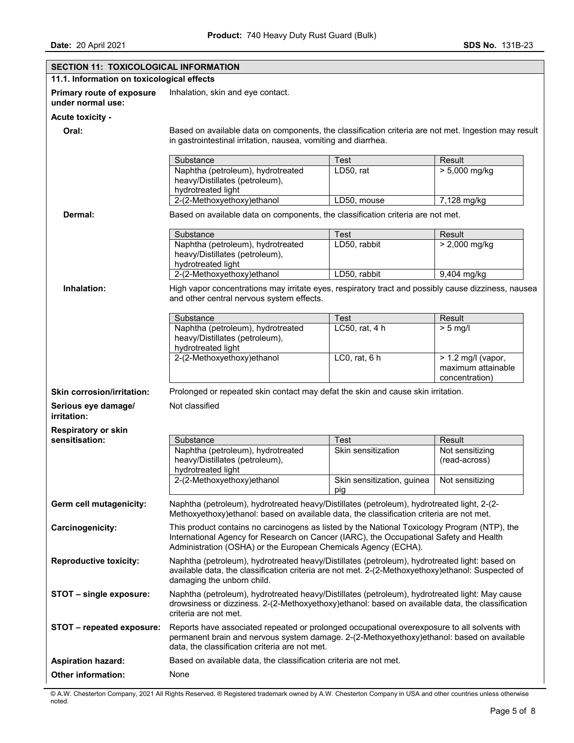## SECTION 11: TOXICOLOGICAL INFORMATION

### 11.1. Information on toxicological effects

**Primary route of exposure under normal use:** Inhalation, skin and eye contact.

**Acute toxicity -**

**Oral:** Based on available data on components, the classification criteria are not met. Ingestion may result in gastrointestinal irritation, nausea, vomiting and diarrhea.

| Substance | Test | Result |
|---|---|---|
| Naphtha (petroleum), hydrotreated heavy/Distillates (petroleum), hydrotreated light | LD50, rat | > 5,000 mg/kg |
| 2-(2-Methoxyethoxy)ethanol | LD50, mouse | 7,128 mg/kg |

**Dermal:** Based on available data on components, the classification criteria are not met.

| Substance | Test | Result |
|---|---|---|
| Naphtha (petroleum), hydrotreated heavy/Distillates (petroleum), hydrotreated light | LD50, rabbit | > 2,000 mg/kg |
| 2-(2-Methoxyethoxy)ethanol | LD50, rabbit | 9,404 mg/kg |

**Inhalation:** High vapor concentrations may irritate eyes, respiratory tract and possibly cause dizziness, nausea and other central nervous system effects.

| Substance | Test | Result |
|---|---|---|
| Naphtha (petroleum), hydrotreated heavy/Distillates (petroleum), hydrotreated light | LC50, rat, 4 h | > 5 mg/l |
| 2-(2-Methoxyethoxy)ethanol | LC0, rat, 6 h | > 1.2 mg/l (vapor, maximum attainable concentration) |

**Skin corrosion/irritation:** Prolonged or repeated skin contact may defat the skin and cause skin irritation.

**Serious eye damage/ irritation:** Not classified

**Respiratory or skin sensitisation:**

| Substance | Test | Result |
|---|---|---|
| Naphtha (petroleum), hydrotreated heavy/Distillates (petroleum), hydrotreated light | Skin sensitization | Not sensitizing (read-across) |
| 2-(2-Methoxyethoxy)ethanol | Skin sensitization, guinea pig | Not sensitizing |

**Germ cell mutagenicity:** Naphtha (petroleum), hydrotreated heavy/Distillates (petroleum), hydrotreated light, 2-(2-Methoxyethoxy)ethanol: based on available data, the classification criteria are not met.

**Carcinogenicity:** This product contains no carcinogens as listed by the National Toxicology Program (NTP), the International Agency for Research on Cancer (IARC), the Occupational Safety and Health Administration (OSHA) or the European Chemicals Agency (ECHA).

**Reproductive toxicity:** Naphtha (petroleum), hydrotreated heavy/Distillates (petroleum), hydrotreated light: based on available data, the classification criteria are not met. 2-(2-Methoxyethoxy)ethanol: Suspected of damaging the unborn child.

**STOT – single exposure:** Naphtha (petroleum), hydrotreated heavy/Distillates (petroleum), hydrotreated light: May cause drowsiness or dizziness. 2-(2-Methoxyethoxy)ethanol: based on available data, the classification criteria are not met.

**STOT – repeated exposure:** Reports have associated repeated or prolonged occupational overexposure to all solvents with permanent brain and nervous system damage. 2-(2-Methoxyethoxy)ethanol: based on available data, the classification criteria are not met.

**Aspiration hazard:** Based on available data, the classification criteria are not met.

**Other information:** None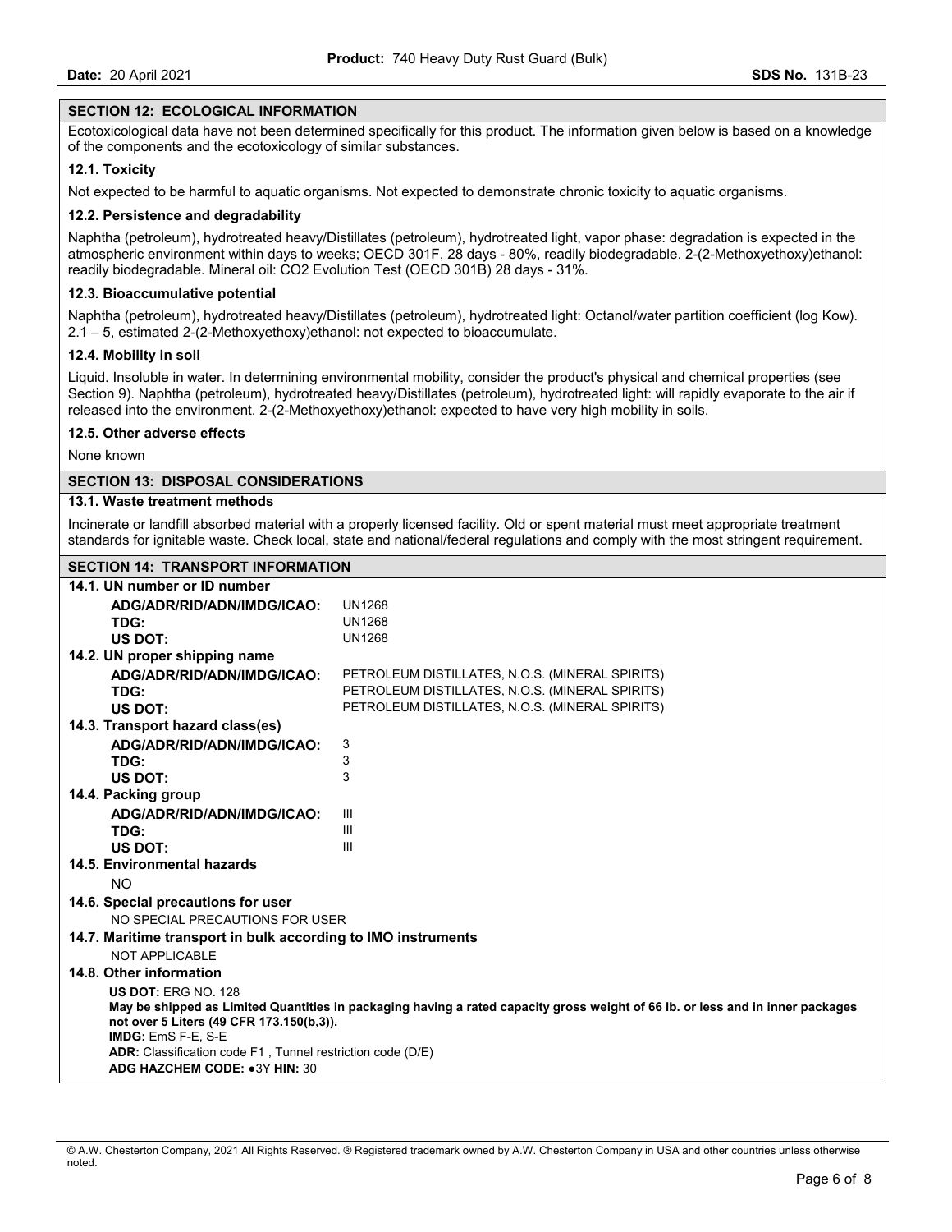## SECTION 12: ECOLOGICAL INFORMATION

Ecotoxicological data have not been determined specifically for this product. The information given below is based on a knowledge of the components and the ecotoxicology of similar substances.

### 12.1. Toxicity

Not expected to be harmful to aquatic organisms. Not expected to demonstrate chronic toxicity to aquatic organisms.

### 12.2. Persistence and degradability

Naphtha (petroleum), hydrotreated heavy/Distillates (petroleum), hydrotreated light, vapor phase: degradation is expected in the atmospheric environment within days to weeks; OECD 301F, 28 days - 80%, readily biodegradable. 2-(2-Methoxyethoxy)ethanol: readily biodegradable. Mineral oil: CO2 Evolution Test (OECD 301B) 28 days - 31%.

### 12.3. Bioaccumulative potential

Naphtha (petroleum), hydrotreated heavy/Distillates (petroleum), hydrotreated light: Octanol/water partition coefficient (log Kow). 2.1 – 5, estimated 2-(2-Methoxyethoxy)ethanol: not expected to bioaccumulate.

### 12.4. Mobility in soil

Liquid. Insoluble in water. In determining environmental mobility, consider the product's physical and chemical properties (see Section 9). Naphtha (petroleum), hydrotreated heavy/Distillates (petroleum), hydrotreated light: will rapidly evaporate to the air if released into the environment. 2-(2-Methoxyethoxy)ethanol: expected to have very high mobility in soils.

### 12.5. Other adverse effects

None known

## SECTION 13: DISPOSAL CONSIDERATIONS

### 13.1. Waste treatment methods

Incinerate or landfill absorbed material with a properly licensed facility. Old or spent material must meet appropriate treatment standards for ignitable waste. Check local, state and national/federal regulations and comply with the most stringent requirement.

## SECTION 14: TRANSPORT INFORMATION

### 14.1. UN number or ID number

| | |
|---|---|
| **ADG/ADR/RID/ADN/IMDG/ICAO:** | UN1268 |
| **TDG:** | UN1268 |
| **US DOT:** | UN1268 |

### 14.2. UN proper shipping name

| | |
|---|---|
| **ADG/ADR/RID/ADN/IMDG/ICAO:** | PETROLEUM DISTILLATES, N.O.S. (MINERAL SPIRITS) |
| **TDG:** | PETROLEUM DISTILLATES, N.O.S. (MINERAL SPIRITS) |
| **US DOT:** | PETROLEUM DISTILLATES, N.O.S. (MINERAL SPIRITS) |

### 14.3. Transport hazard class(es)

| | |
|---|---|
| **ADG/ADR/RID/ADN/IMDG/ICAO:** | 3 |
| **TDG:** | 3 |
| **US DOT:** | 3 |

### 14.4. Packing group

| | |
|---|---|
| **ADG/ADR/RID/ADN/IMDG/ICAO:** | III |
| **TDG:** | III |
| **US DOT:** | III |

### 14.5. Environmental hazards

NO

### 14.6. Special precautions for user

NO SPECIAL PRECAUTIONS FOR USER

### 14.7. Maritime transport in bulk according to IMO instruments

NOT APPLICABLE

### 14.8. Other information

**US DOT:** ERG NO. 128
**May be shipped as Limited Quantities in packaging having a rated capacity gross weight of 66 lb. or less and in inner packages not over 5 Liters (49 CFR 173.150(b,3)).**
**IMDG:** EmS F-E, S-E
**ADR:** Classification code F1 , Tunnel restriction code (D/E)
**ADG HAZCHEM CODE:** ●3Y **HIN:** 30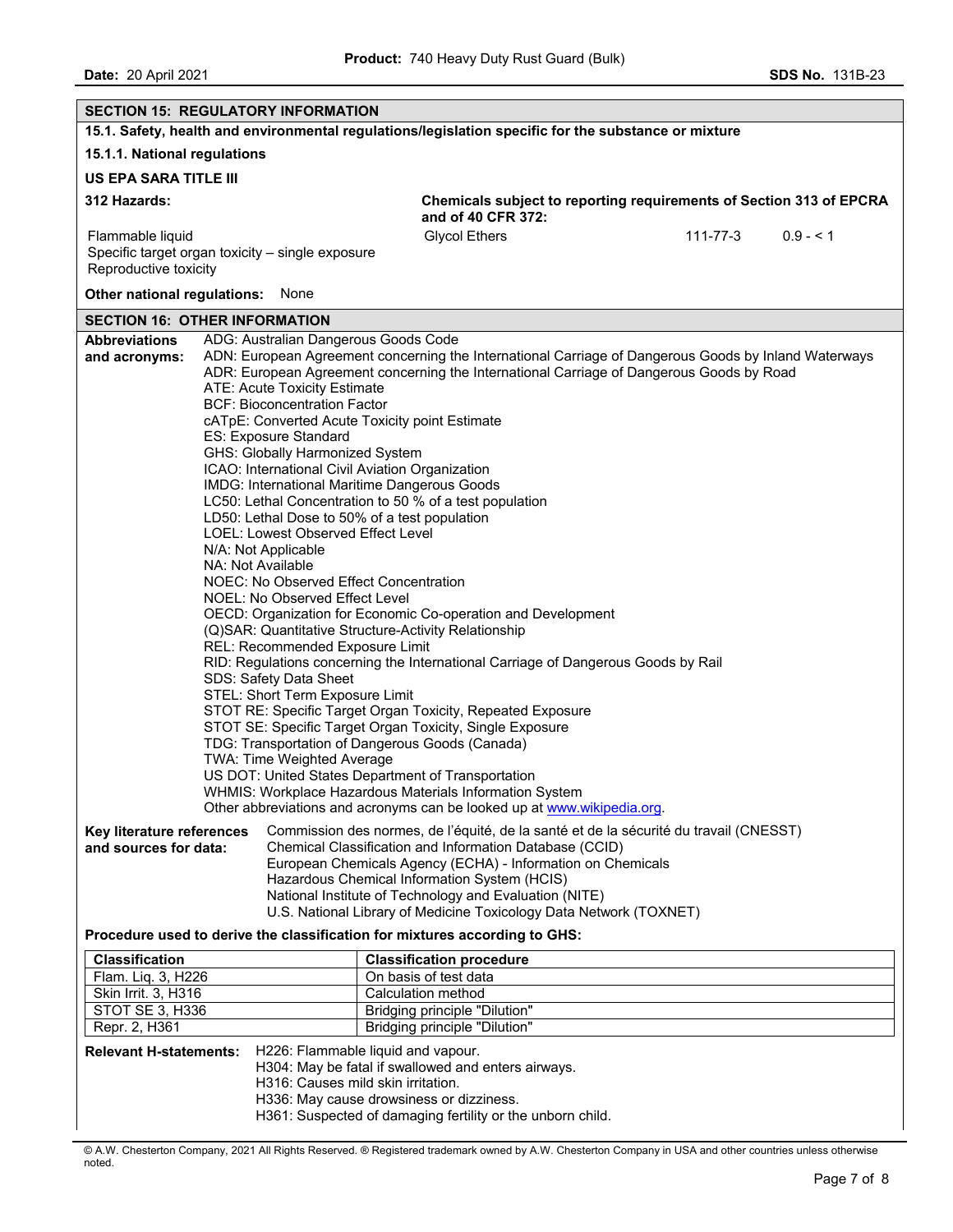## SECTION 15: REGULATORY INFORMATION

### 15.1. Safety, health and environmental regulations/legislation specific for the substance or mixture

#### 15.1.1. National regulations

**US EPA SARA TITLE III**

**312 Hazards:**

Flammable liquid
Specific target organ toxicity – single exposure
Reproductive toxicity

**Chemicals subject to reporting requirements of Section 313 of EPCRA and of 40 CFR 372:**

| | | |
|---|---|---|
| Glycol Ethers | 111-77-3 | 0.9 - < 1 |

**Other national regulations:** None

## SECTION 16: OTHER INFORMATION

**Abbreviations and acronyms:**

ADG: Australian Dangerous Goods Code
ADN: European Agreement concerning the International Carriage of Dangerous Goods by Inland Waterways
ADR: European Agreement concerning the International Carriage of Dangerous Goods by Road
ATE: Acute Toxicity Estimate
BCF: Bioconcentration Factor
cATpE: Converted Acute Toxicity point Estimate
ES: Exposure Standard
GHS: Globally Harmonized System
ICAO: International Civil Aviation Organization
IMDG: International Maritime Dangerous Goods
LC50: Lethal Concentration to 50 % of a test population
LD50: Lethal Dose to 50% of a test population
LOEL: Lowest Observed Effect Level
N/A: Not Applicable
NA: Not Available
NOEC: No Observed Effect Concentration
NOEL: No Observed Effect Level
OECD: Organization for Economic Co-operation and Development
(Q)SAR: Quantitative Structure-Activity Relationship
REL: Recommended Exposure Limit
RID: Regulations concerning the International Carriage of Dangerous Goods by Rail
SDS: Safety Data Sheet
STEL: Short Term Exposure Limit
STOT RE: Specific Target Organ Toxicity, Repeated Exposure
STOT SE: Specific Target Organ Toxicity, Single Exposure
TDG: Transportation of Dangerous Goods (Canada)
TWA: Time Weighted Average
US DOT: United States Department of Transportation
WHMIS: Workplace Hazardous Materials Information System
Other abbreviations and acronyms can be looked up at www.wikipedia.org.

**Key literature references and sources for data:**

Commission des normes, de l'équité, de la santé et de la sécurité du travail (CNESST)
Chemical Classification and Information Database (CCID)
European Chemicals Agency (ECHA) - Information on Chemicals
Hazardous Chemical Information System (HCIS)
National Institute of Technology and Evaluation (NITE)
U.S. National Library of Medicine Toxicology Data Network (TOXNET)

**Procedure used to derive the classification for mixtures according to GHS:**

| Classification | Classification procedure |
|---|---|
| Flam. Liq. 3, H226 | On basis of test data |
| Skin Irrit. 3, H316 | Calculation method |
| STOT SE 3, H336 | Bridging principle "Dilution" |
| Repr. 2, H361 | Bridging principle "Dilution" |

**Relevant H-statements:**

H226: Flammable liquid and vapour.
H304: May be fatal if swallowed and enters airways.
H316: Causes mild skin irritation.
H336: May cause drowsiness or dizziness.
H361: Suspected of damaging fertility or the unborn child.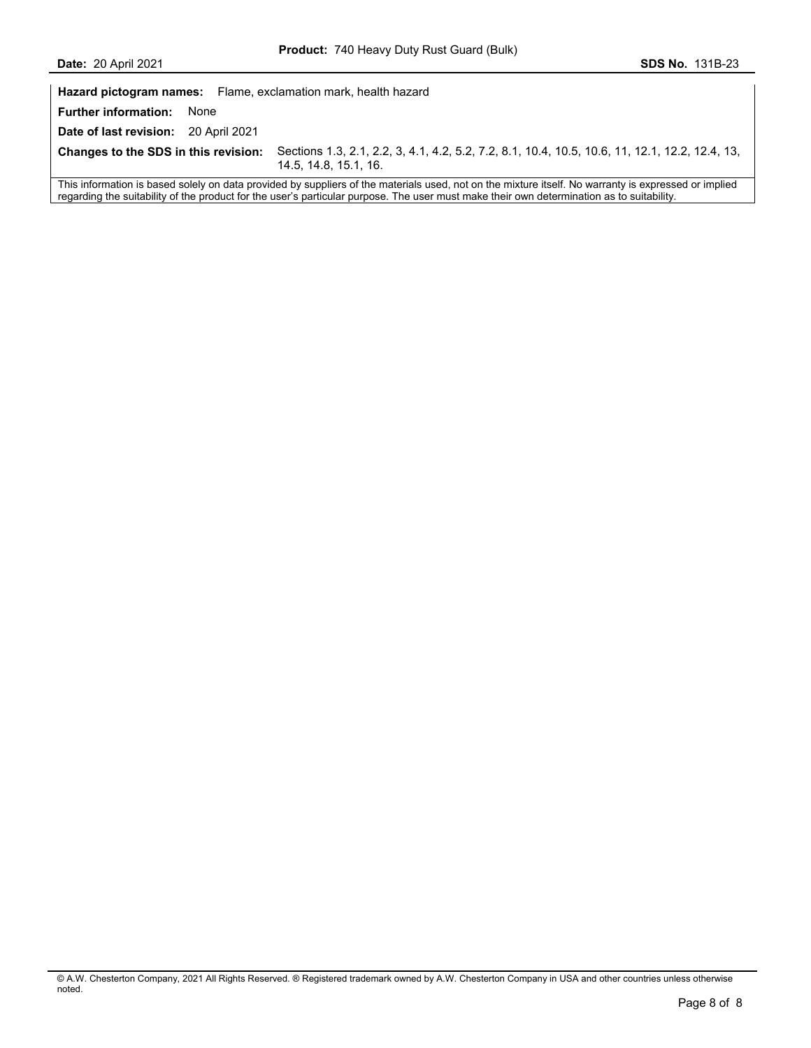**Hazard pictogram names:** Flame, exclamation mark, health hazard

**Further information:** None

**Date of last revision:** 20 April 2021

**Changes to the SDS in this revision:** Sections 1.3, 2.1, 2.2, 3, 4.1, 4.2, 5.2, 7.2, 8.1, 10.4, 10.5, 10.6, 11, 12.1, 12.2, 12.4, 13, 14.5, 14.8, 15.1, 16.

This information is based solely on data provided by suppliers of the materials used, not on the mixture itself. No warranty is expressed or implied regarding the suitability of the product for the user's particular purpose. The user must make their own determination as to suitability.

© A.W. Chesterton Company, 2021 All Rights Reserved. ® Registered trademark owned by A.W. Chesterton Company in USA and other countries unless otherwise noted.